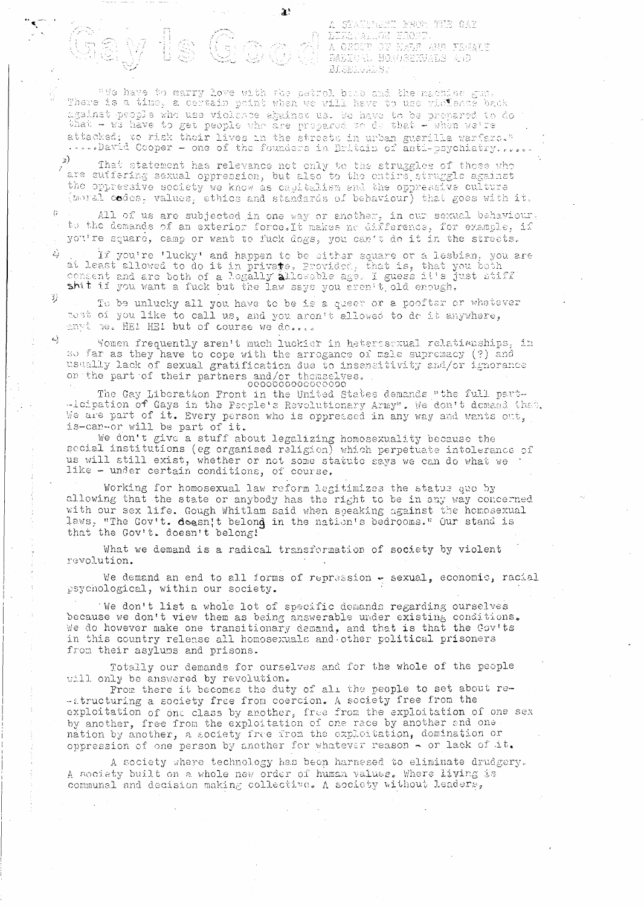# Gay Is Good

A STATEMENT FROM THE GAY LIBERATION FRONT. A GROUP OF MALE AND FEMALE RADICAL HOMOSEXUALS AND LESBIANS.

"We have to marry love with the petrol bomb and the machine gun. There is a time, a certain point when we will have to use violence back against people who use violence against us. We have to be prepared to do that - we have to get people who are prepared to do that - when we're attacked; to risk their lives in the streets in urban guerilla warfare."
.....David Cooper - one of the founders in Britain of anti-psychiatry......

That statement has relevance not only to the struggles of those who are suffering sexual oppression, but also to the entire struggle against the oppressive society we know as capitalism and the oppressive culture (moral codes, values, ethics and standards of behaviour) that goes with it.

All of us are subjected in one way or another, in our sexual behaviour, to the demands of an exterior force. It makes no difference, for example, if you're square, camp or want to fuck dogs, you can't do it in the streets.

If you're 'lucky' and happen to be either square or a lesbian, you are at least allowed to do it in private. Provided, that is, that you both consent and are both of a legally allowable age. I guess it's just stiff shit if you want a fuck but the law says you aren't old enough.

To be unlucky all you have to be is a queer or a poofter or whatever most of you like to call us, and you aren't allowed to do it anywhere, anytime. HE! HE! but of course we do....

Women frequently aren't much luckier in heterosexual relationships, in so far as they have to cope with the arrogance of male supremacy (?) and usually lack of sexual gratification due to insensitivity and/or ignorance on the part of their partners and/or themselves.

oooooooooooooooo

The Gay Liberation Front in the United States demands "the full participation of Gays in the People's Revolutionary Army". We don't demand that. We are part of it. Every person who is oppressed in any way and wants out, is-can-or will be part of it.

We don't give a stuff about legalizing homosexuality because the social institutions (eg organised religion) which perpetuate intolerance of us will still exist, whether or not some statute says we can do what we like - under certain conditions, of course.

Working for homosexual law reform legitimizes the status quo by allowing that the state or anybody has the right to be in any way concerned with our sex life. Gough Whitlam said when speaking against the homosexual laws, "The Gov't. doesn't belong in the nation's bedrooms." Our stand is that the Gov't. doesn't belong!

What we demand is a radical transformation of society by violent revolution.

We demand an end to all forms of repression - sexual, economic, racial psychological, within our society.

We don't list a whole lot of specific demands regarding ourselves because we don't view them as being answerable under existing conditions. We do however make one transitionary demand, and that is that the Gov'ts in this country release all homosexuals and other political prisoners from their asylums and prisons.

Totally our demands for ourselves and for the whole of the people will only be answered by revolution.

From there it becomes the duty of all the people to set about re-structuring a society free from coercion. A society free from the exploitation of one class by another, free from the exploitation of one sex by another, free from the exploitation of one race by another and one nation by another, a society free from the exploitation, domination or oppression of one person by another for whatever reason - or lack of it.

A society where technology has been harnesed to eliminate drudgery. A society built on a whole new order of human values. Where living is communal and decision making collective. A society without leaders,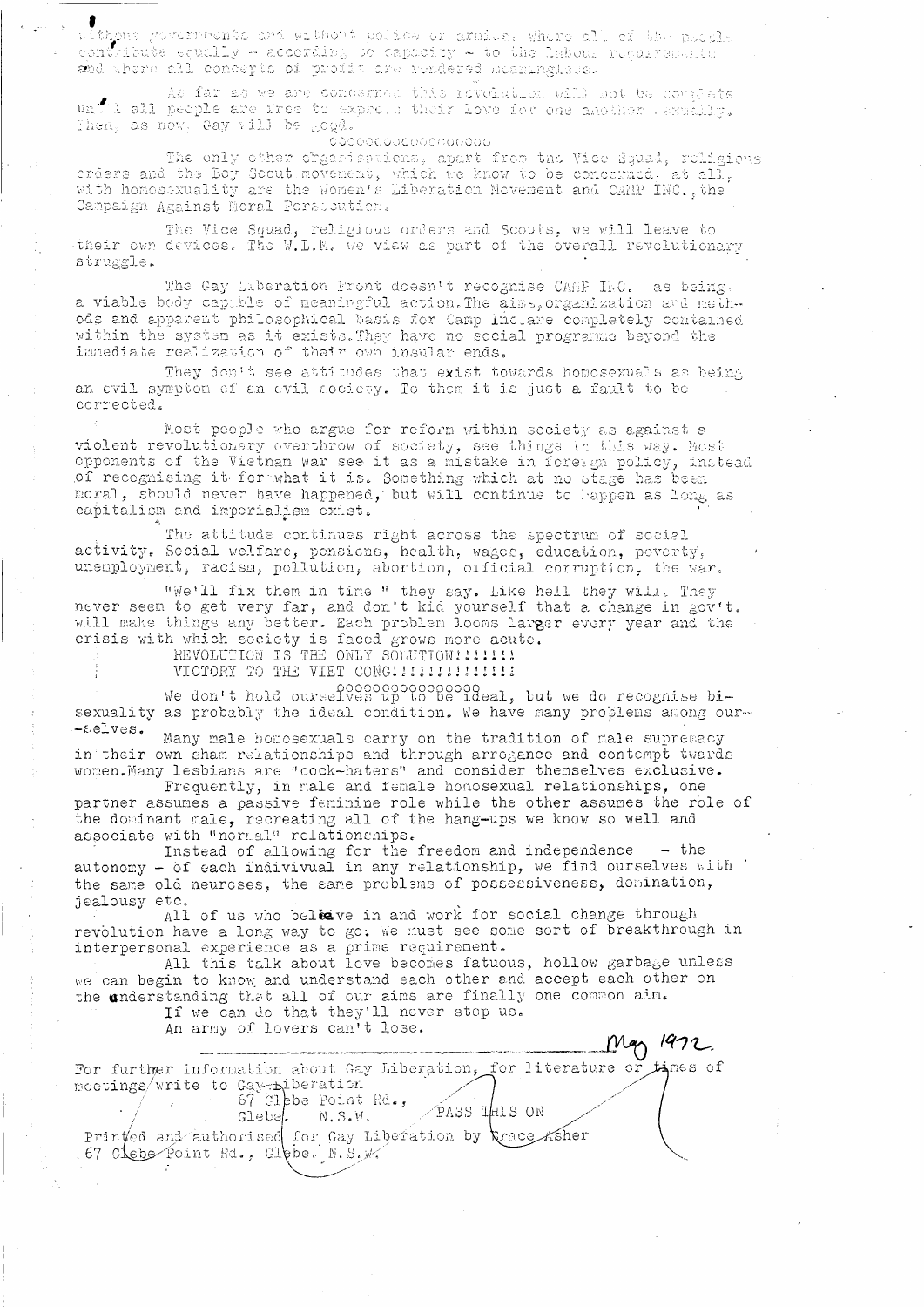without governments and without police or armies. Where all of the people contribute equally - according to capacity - to the labour requirements and where all concepts of profit are rendered meaningless.

As far as we are concerned this revolution will not be complete until all people are free to express their love for one another sexually. Then, as now, Gay will be good.

oooooooooooooooo

The only other organisations, apart from the Vice Squad, religious orders and the Boy Scout movement, which we know to be concerned, at all, with homosexuality are the Women's Liberation Movement and CAMP INC., the Campaign Against Moral Persecution.

The Vice Squad, religious orders and Scouts, we will leave to their own devices. The W.L.M. we view as part of the overall revolutionary struggle.

The Gay Liberation Front doesn't recognise CAMP INC. as being a viable body capable of meaningful action. The aims, organization and methods and apparent philosophical basis for Camp Inc. are completely contained within the system as it exists. They have no social programme beyond the immediate realization of their own insular ends.

They don't see attitudes that exist towards homosexuals as being an evil symptom of an evil society. To them it is just a fault to be corrected.

Most people who argue for reform within society as against a violent revolutionary overthrow of society, see things in this way. Most opponents of the Vietnam War see it as a mistake in foreign policy, instead of recognising it for what it is. Something which at no stage has been moral, should never have happened, but will continue to happen as long as capitalism and imperialism exist.

The attitude continues right across the spectrum of social activity. Social welfare, pensions, health, wages, education, poverty, unemployment, racism, pollution, abortion, official corruption, the war.

"We'll fix them in time " they say. Like hell they will. They never seem to get very far, and don't kid yourself that a change in gov't. will make things any better. Each problem looms larger every year and the crisis with which society is faced grows more acute.

REVOLUTION IS THE ONLY SOLUTION!!!!!!!

VICTORY TO THE VIET CONG!!!!!!!!!!!!!!!

oooooooooooooooo

We don't hold ourselves up to be ideal, but we do recognise bisexuality as probably the ideal condition. We have many problems among our-selves.

Many male homosexuals carry on the tradition of male supremacy in their own sham relationships and through arrogance and contempt twards women. Many lesbians are "cock-haters" and consider themselves exclusive.

Frequently, in male and female homosexual relationships, one partner assumes a passive feminine role while the other assumes the role of the dominant male, recreating all of the hang-ups we know so well and associate with "normal" relationships.

Instead of allowing for the freedom and independence - the autonomy - of each indivivual in any relationship, we find ourselves with the same old neuroses, the same problems of possessiveness, domination, jealousy etc.

All of us who believe in and work for social change through revolution have a long way to go. We must see some sort of breakthrough in interpersonal experience as a prime requirement.

All this talk about love becomes fatuous, hollow garbage unless we can begin to know and understand each other and accept each other on the understanding that all of our aims are finally one common aim.

If we can do that they'll never stop us.

An army of lovers can't lose.

May 1972.

For further information about Gay Liberation, for literature or times of meetings write to Gay Liberation
67 Glebe Point Rd.,
Glebe. N.S.W.

PASS THIS ON

Printed and authorised for Gay Liberation by Grace Asher
67 Glebe Point Rd., Glebe. N.S.W.